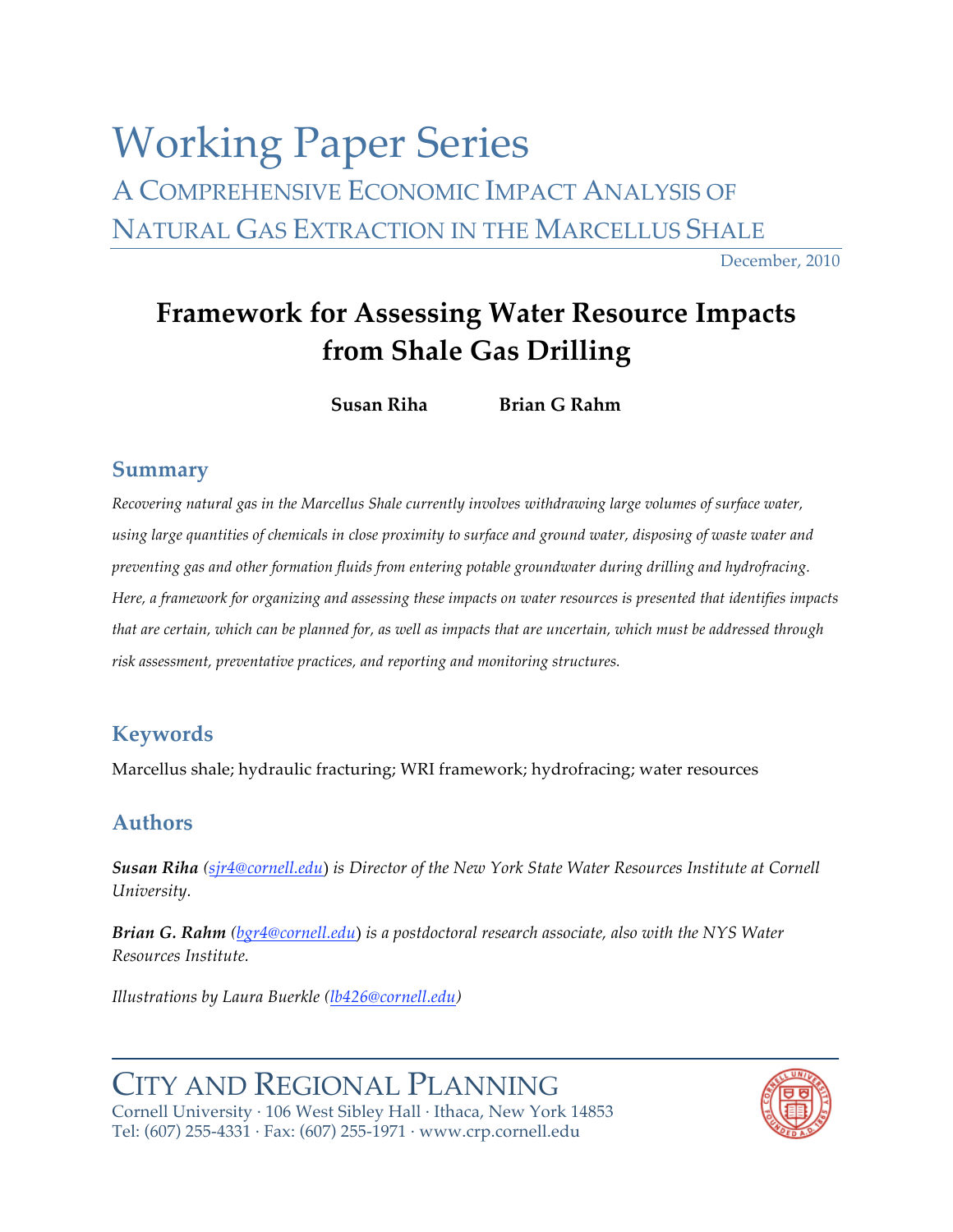# Working Paper Series

## A Comprehensive Economic Impact Analysis of Natural Gas Extraction in the Marcellus Shale

December, 2010

# Framework for Assessing Water Resource Impacts from Shale Gas Drilling

**Susan Riha** **Brian G Rahm**

## Summary

*Recovering natural gas in the Marcellus Shale currently involves withdrawing large volumes of surface water, using large quantities of chemicals in close proximity to surface and ground water, disposing of waste water and preventing gas and other formation fluids from entering potable groundwater during drilling and hydrofracing. Here, a framework for organizing and assessing these impacts on water resources is presented that identifies impacts that are certain, which can be planned for, as well as impacts that are uncertain, which must be addressed through risk assessment, preventative practices, and reporting and monitoring structures.*

## Keywords

Marcellus shale; hydraulic fracturing; WRI framework; hydrofracing; water resources

## Authors

***Susan Riha*** *(sjr4@cornell.edu) is Director of the New York State Water Resources Institute at Cornell University.*

***Brian G. Rahm*** *(bgr4@cornell.edu) is a postdoctoral research associate, also with the NYS Water Resources Institute.*

*Illustrations by Laura Buerkle (lb426@cornell.edu)*

CITY AND REGIONAL PLANNING
Cornell University · 106 West Sibley Hall · Ithaca, New York 14853
Tel: (607) 255-4331 · Fax: (607) 255-1971 · www.crp.cornell.edu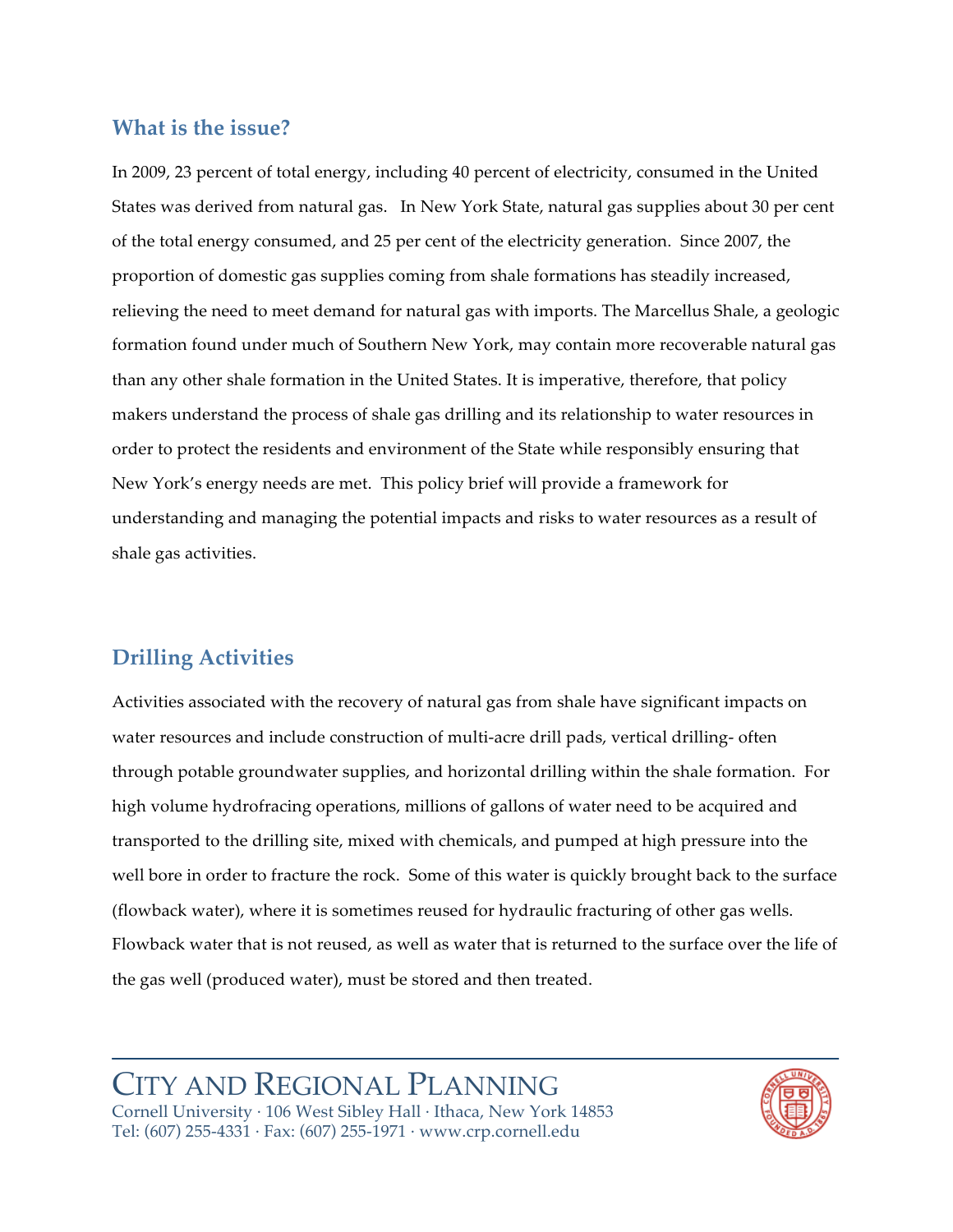## What is the issue?

In 2009, 23 percent of total energy, including 40 percent of electricity, consumed in the United States was derived from natural gas. In New York State, natural gas supplies about 30 per cent of the total energy consumed, and 25 per cent of the electricity generation. Since 2007, the proportion of domestic gas supplies coming from shale formations has steadily increased, relieving the need to meet demand for natural gas with imports. The Marcellus Shale, a geologic formation found under much of Southern New York, may contain more recoverable natural gas than any other shale formation in the United States. It is imperative, therefore, that policy makers understand the process of shale gas drilling and its relationship to water resources in order to protect the residents and environment of the State while responsibly ensuring that New York's energy needs are met. This policy brief will provide a framework for understanding and managing the potential impacts and risks to water resources as a result of shale gas activities.

## Drilling Activities

Activities associated with the recovery of natural gas from shale have significant impacts on water resources and include construction of multi-acre drill pads, vertical drilling- often through potable groundwater supplies, and horizontal drilling within the shale formation. For high volume hydrofracing operations, millions of gallons of water need to be acquired and transported to the drilling site, mixed with chemicals, and pumped at high pressure into the well bore in order to fracture the rock. Some of this water is quickly brought back to the surface (flowback water), where it is sometimes reused for hydraulic fracturing of other gas wells. Flowback water that is not reused, as well as water that is returned to the surface over the life of the gas well (produced water), must be stored and then treated.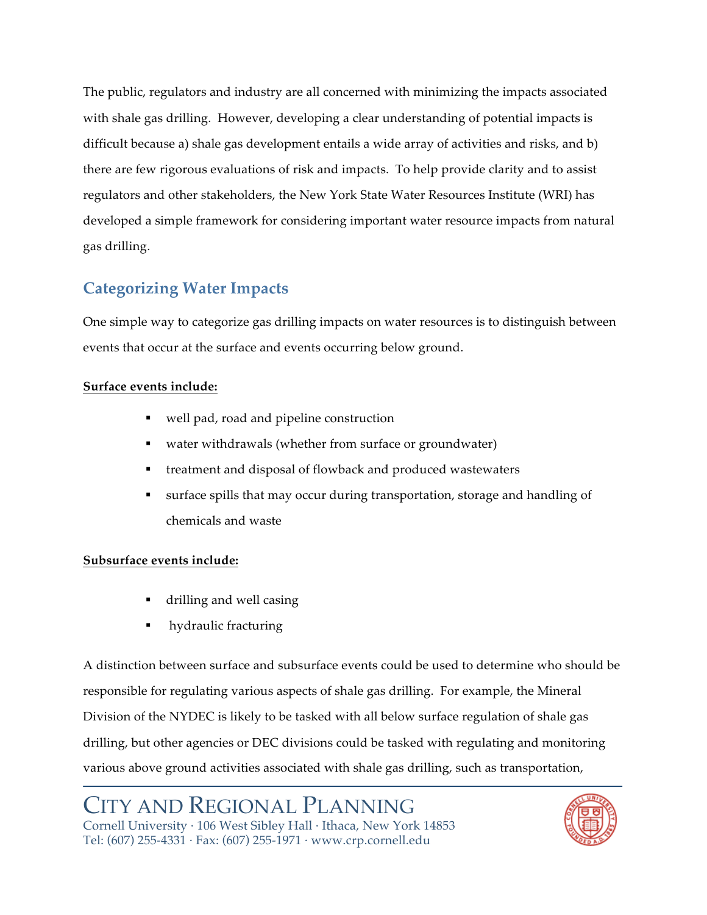The public, regulators and industry are all concerned with minimizing the impacts associated with shale gas drilling. However, developing a clear understanding of potential impacts is difficult because a) shale gas development entails a wide array of activities and risks, and b) there are few rigorous evaluations of risk and impacts. To help provide clarity and to assist regulators and other stakeholders, the New York State Water Resources Institute (WRI) has developed a simple framework for considering important water resource impacts from natural gas drilling.

## Categorizing Water Impacts

One simple way to categorize gas drilling impacts on water resources is to distinguish between events that occur at the surface and events occurring below ground.

**Surface events include:**

- well pad, road and pipeline construction
- water withdrawals (whether from surface or groundwater)
- treatment and disposal of flowback and produced wastewaters
- surface spills that may occur during transportation, storage and handling of chemicals and waste

**Subsurface events include:**

- drilling and well casing
- hydraulic fracturing

A distinction between surface and subsurface events could be used to determine who should be responsible for regulating various aspects of shale gas drilling. For example, the Mineral Division of the NYDEC is likely to be tasked with all below surface regulation of shale gas drilling, but other agencies or DEC divisions could be tasked with regulating and monitoring various above ground activities associated with shale gas drilling, such as transportation,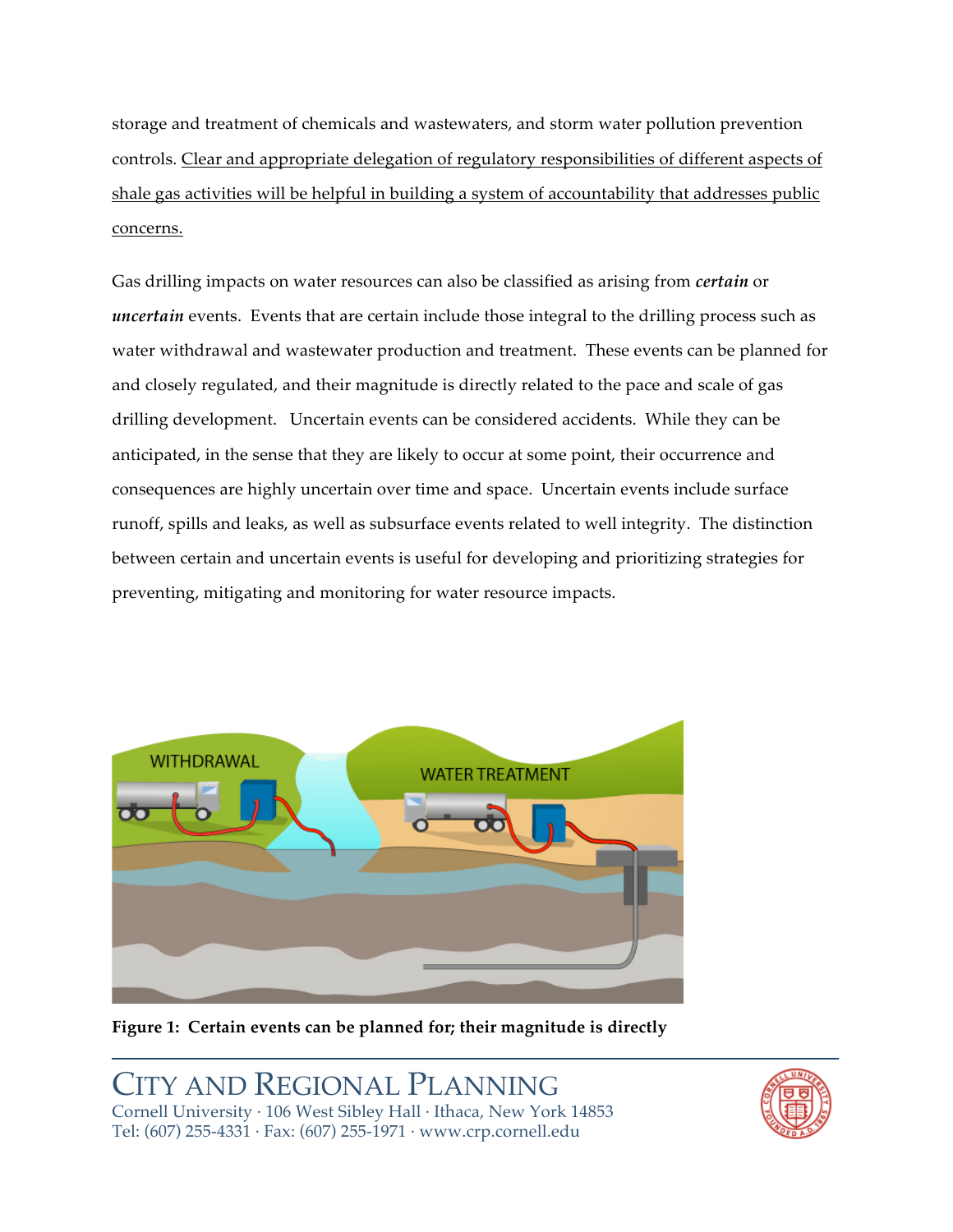storage and treatment of chemicals and wastewaters, and storm water pollution prevention controls. <u>Clear and appropriate delegation of regulatory responsibilities of different aspects of shale gas activities will be helpful in building a system of accountability that addresses public concerns.</u>

Gas drilling impacts on water resources can also be classified as arising from ***certain*** or ***uncertain*** events. Events that are certain include those integral to the drilling process such as water withdrawal and wastewater production and treatment. These events can be planned for and closely regulated, and their magnitude is directly related to the pace and scale of gas drilling development. Uncertain events can be considered accidents. While they can be anticipated, in the sense that they are likely to occur at some point, their occurrence and consequences are highly uncertain over time and space. Uncertain events include surface runoff, spills and leaks, as well as subsurface events related to well integrity. The distinction between certain and uncertain events is useful for developing and prioritizing strategies for preventing, mitigating and monitoring for water resource impacts.

**Figure 1: Certain events can be planned for; their magnitude is directly**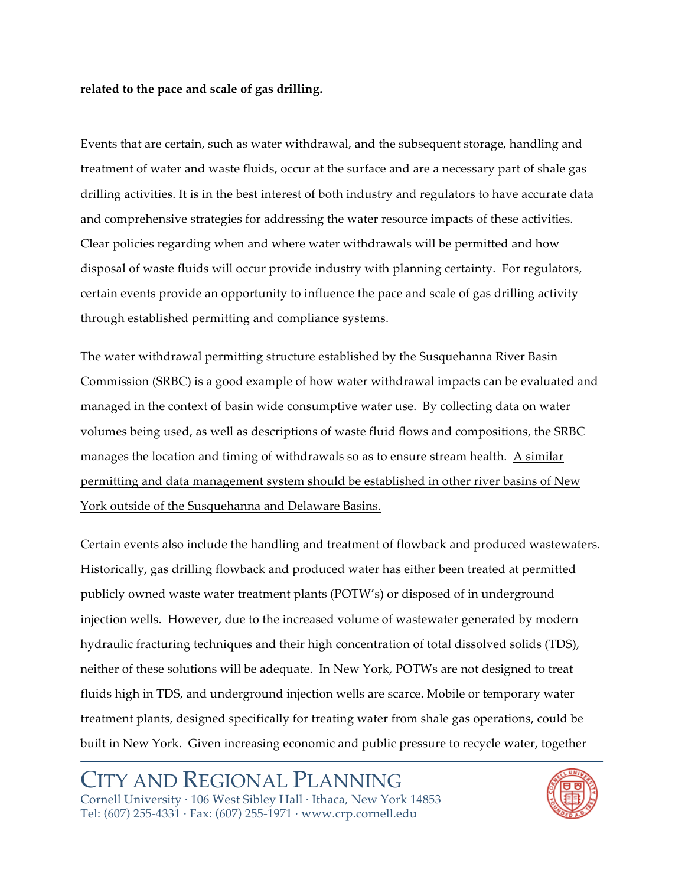**related to the pace and scale of gas drilling.**

Events that are certain, such as water withdrawal, and the subsequent storage, handling and treatment of water and waste fluids, occur at the surface and are a necessary part of shale gas drilling activities. It is in the best interest of both industry and regulators to have accurate data and comprehensive strategies for addressing the water resource impacts of these activities. Clear policies regarding when and where water withdrawals will be permitted and how disposal of waste fluids will occur provide industry with planning certainty. For regulators, certain events provide an opportunity to influence the pace and scale of gas drilling activity through established permitting and compliance systems.

The water withdrawal permitting structure established by the Susquehanna River Basin Commission (SRBC) is a good example of how water withdrawal impacts can be evaluated and managed in the context of basin wide consumptive water use. By collecting data on water volumes being used, as well as descriptions of waste fluid flows and compositions, the SRBC manages the location and timing of withdrawals so as to ensure stream health. <u>A similar permitting and data management system should be established in other river basins of New York outside of the Susquehanna and Delaware Basins.</u>

Certain events also include the handling and treatment of flowback and produced wastewaters. Historically, gas drilling flowback and produced water has either been treated at permitted publicly owned waste water treatment plants (POTW's) or disposed of in underground injection wells. However, due to the increased volume of wastewater generated by modern hydraulic fracturing techniques and their high concentration of total dissolved solids (TDS), neither of these solutions will be adequate. In New York, POTWs are not designed to treat fluids high in TDS, and underground injection wells are scarce. Mobile or temporary water treatment plants, designed specifically for treating water from shale gas operations, could be built in New York. <u>Given increasing economic and public pressure to recycle water, together</u>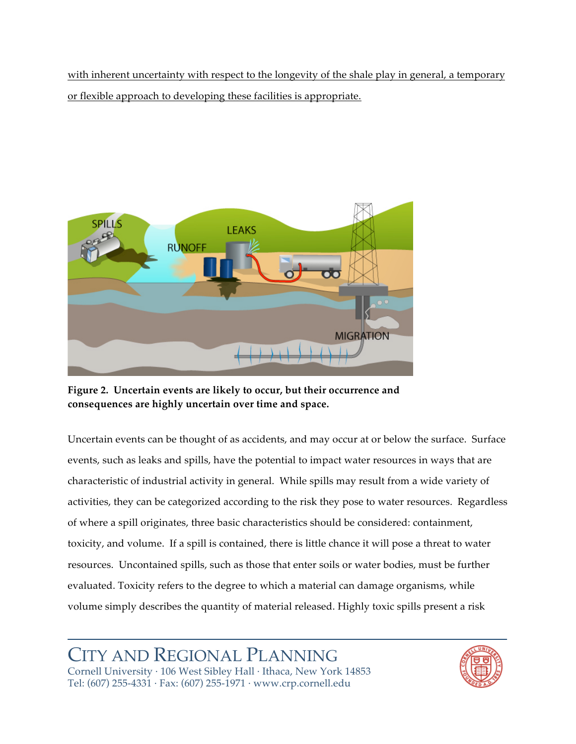<u>with inherent uncertainty with respect to the longevity of the shale play in general, a temporary or flexible approach to developing these facilities is appropriate.</u>

**Figure 2. Uncertain events are likely to occur, but their occurrence and consequences are highly uncertain over time and space.**

Uncertain events can be thought of as accidents, and may occur at or below the surface. Surface events, such as leaks and spills, have the potential to impact water resources in ways that are characteristic of industrial activity in general. While spills may result from a wide variety of activities, they can be categorized according to the risk they pose to water resources. Regardless of where a spill originates, three basic characteristics should be considered: containment, toxicity, and volume. If a spill is contained, there is little chance it will pose a threat to water resources. Uncontained spills, such as those that enter soils or water bodies, must be further evaluated. Toxicity refers to the degree to which a material can damage organisms, while volume simply describes the quantity of material released. Highly toxic spills present a risk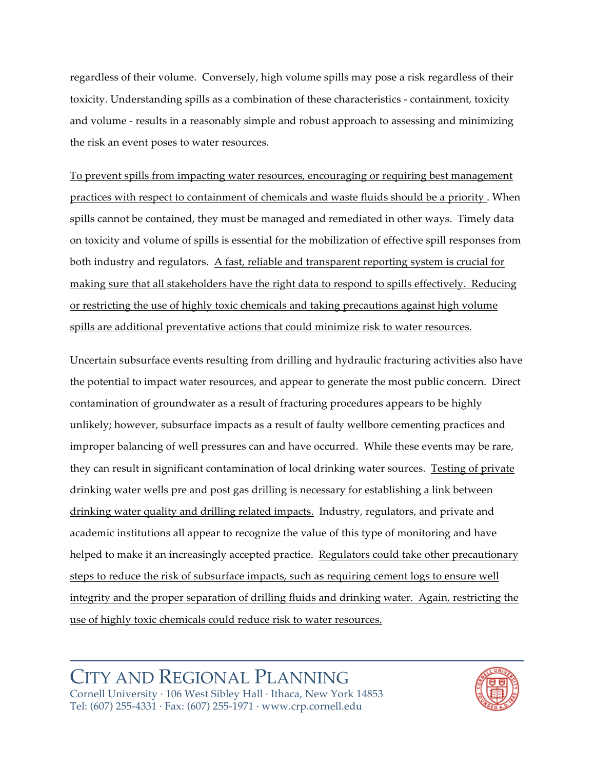regardless of their volume. Conversely, high volume spills may pose a risk regardless of their toxicity. Understanding spills as a combination of these characteristics - containment, toxicity and volume - results in a reasonably simple and robust approach to assessing and minimizing the risk an event poses to water resources.

<u>To prevent spills from impacting water resources, encouraging or requiring best management practices with respect to containment of chemicals and waste fluids should be a priority</u> . When spills cannot be contained, they must be managed and remediated in other ways. Timely data on toxicity and volume of spills is essential for the mobilization of effective spill responses from both industry and regulators. <u>A fast, reliable and transparent reporting system is crucial for making sure that all stakeholders have the right data to respond to spills effectively. Reducing or restricting the use of highly toxic chemicals and taking precautions against high volume spills are additional preventative actions that could minimize risk to water resources.</u>

Uncertain subsurface events resulting from drilling and hydraulic fracturing activities also have the potential to impact water resources, and appear to generate the most public concern. Direct contamination of groundwater as a result of fracturing procedures appears to be highly unlikely; however, subsurface impacts as a result of faulty wellbore cementing practices and improper balancing of well pressures can and have occurred. While these events may be rare, they can result in significant contamination of local drinking water sources. <u>Testing of private drinking water wells pre and post gas drilling is necessary for establishing a link between drinking water quality and drilling related impacts.</u> Industry, regulators, and private and academic institutions all appear to recognize the value of this type of monitoring and have helped to make it an increasingly accepted practice. <u>Regulators could take other precautionary steps to reduce the risk of subsurface impacts, such as requiring cement logs to ensure well integrity and the proper separation of drilling fluids and drinking water. Again, restricting the use of highly toxic chemicals could reduce risk to water resources.</u>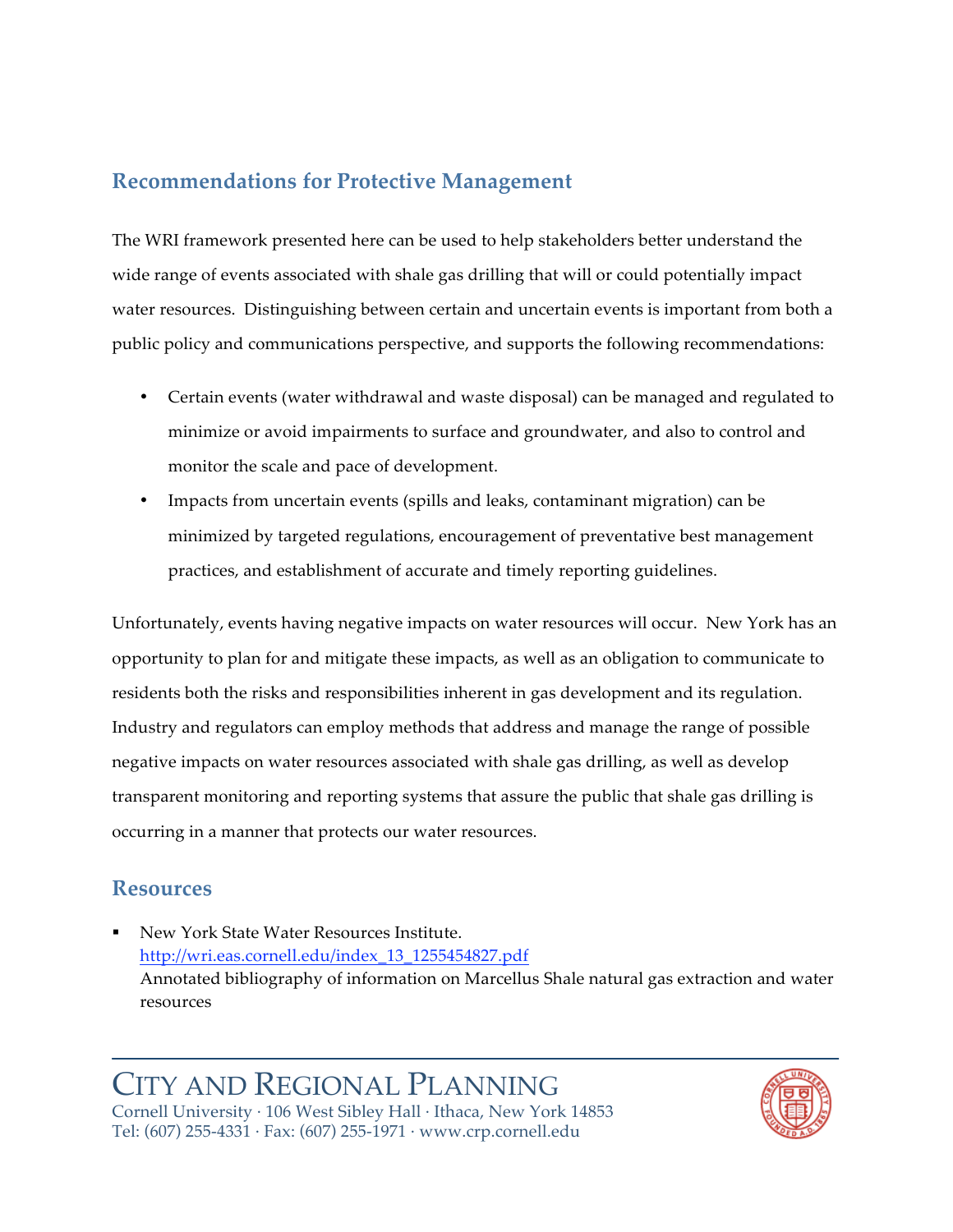## Recommendations for Protective Management

The WRI framework presented here can be used to help stakeholders better understand the wide range of events associated with shale gas drilling that will or could potentially impact water resources. Distinguishing between certain and uncertain events is important from both a public policy and communications perspective, and supports the following recommendations:

- Certain events (water withdrawal and waste disposal) can be managed and regulated to minimize or avoid impairments to surface and groundwater, and also to control and monitor the scale and pace of development.
- Impacts from uncertain events (spills and leaks, contaminant migration) can be minimized by targeted regulations, encouragement of preventative best management practices, and establishment of accurate and timely reporting guidelines.

Unfortunately, events having negative impacts on water resources will occur. New York has an opportunity to plan for and mitigate these impacts, as well as an obligation to communicate to residents both the risks and responsibilities inherent in gas development and its regulation. Industry and regulators can employ methods that address and manage the range of possible negative impacts on water resources associated with shale gas drilling, as well as develop transparent monitoring and reporting systems that assure the public that shale gas drilling is occurring in a manner that protects our water resources.

## Resources

- New York State Water Resources Institute.
  http://wri.eas.cornell.edu/index_13_1255454827.pdf
  Annotated bibliography of information on Marcellus Shale natural gas extraction and water resources

CITY AND REGIONAL PLANNING
Cornell University · 106 West Sibley Hall · Ithaca, New York 14853
Tel: (607) 255-4331 · Fax: (607) 255-1971 · www.crp.cornell.edu